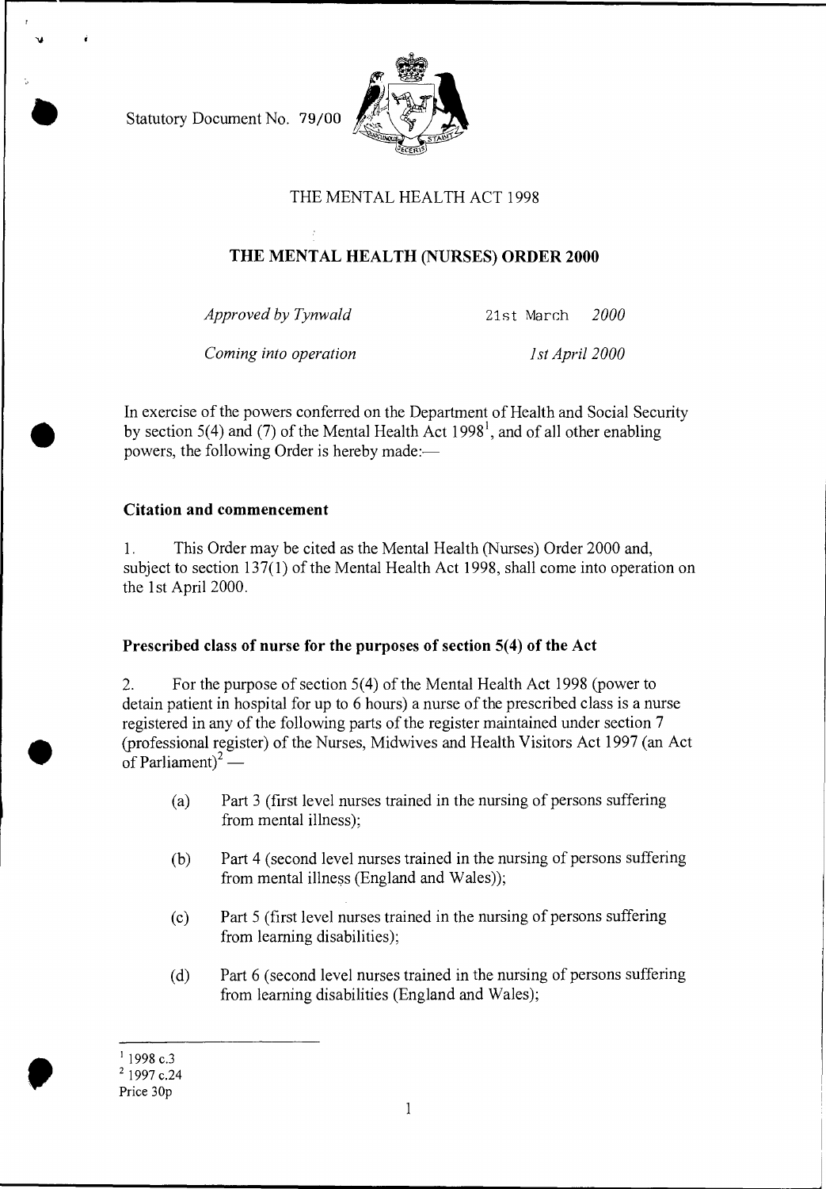Statutory Document No. 79/00

THE MENTAL HEALTH ACT 1998

# THE MENTAL HEALTH (NURSES) ORDER 2000

*Approved by Tynwald* 21st March *2000*

*Coming into operation* *1st April 2000*

In exercise of the powers conferred on the Department of Health and Social Security by section 5(4) and (7) of the Mental Health Act 1998[1], and of all other enabling powers, the following Order is hereby made:—

## Citation and commencement

1. This Order may be cited as the Mental Health (Nurses) Order 2000 and, subject to section 137(1) of the Mental Health Act 1998, shall come into operation on the 1st April 2000.

## Prescribed class of nurse for the purposes of section 5(4) of the Act

2. For the purpose of section 5(4) of the Mental Health Act 1998 (power to detain patient in hospital for up to 6 hours) a nurse of the prescribed class is a nurse registered in any of the following parts of the register maintained under section 7 (professional register) of the Nurses, Midwives and Health Visitors Act 1997 (an Act of Parliament)[2] —

(a) Part 3 (first level nurses trained in the nursing of persons suffering from mental illness);

(b) Part 4 (second level nurses trained in the nursing of persons suffering from mental illness (England and Wales));

(c) Part 5 (first level nurses trained in the nursing of persons suffering from learning disabilities);

(d) Part 6 (second level nurses trained in the nursing of persons suffering from learning disabilities (England and Wales);

---

[1] 1998 c.3

[2] 1997 c.24

Price 30p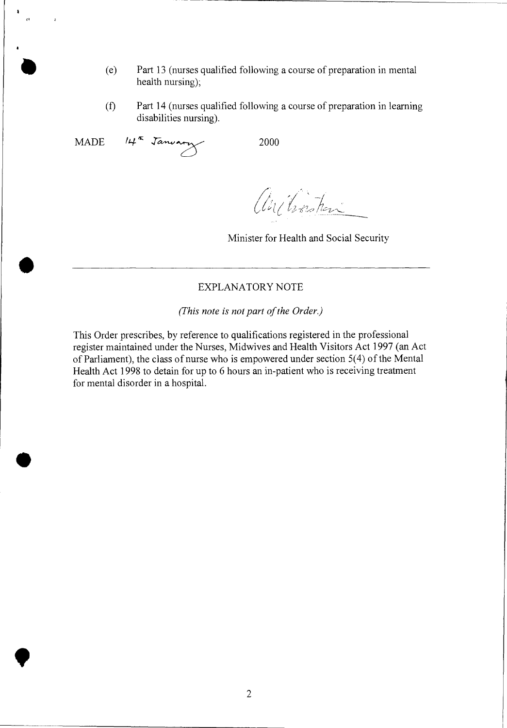(e) Part 13 (nurses qualified following a course of preparation in mental health nursing);

(f) Part 14 (nurses qualified following a course of preparation in learning disabilities nursing).

MADE 14th January 2000

Minister for Health and Social Security

---

## EXPLANATORY NOTE

*(This note is not part of the Order.)*

This Order prescribes, by reference to qualifications registered in the professional register maintained under the Nurses, Midwives and Health Visitors Act 1997 (an Act of Parliament), the class of nurse who is empowered under section 5(4) of the Mental Health Act 1998 to detain for up to 6 hours an in-patient who is receiving treatment for mental disorder in a hospital.